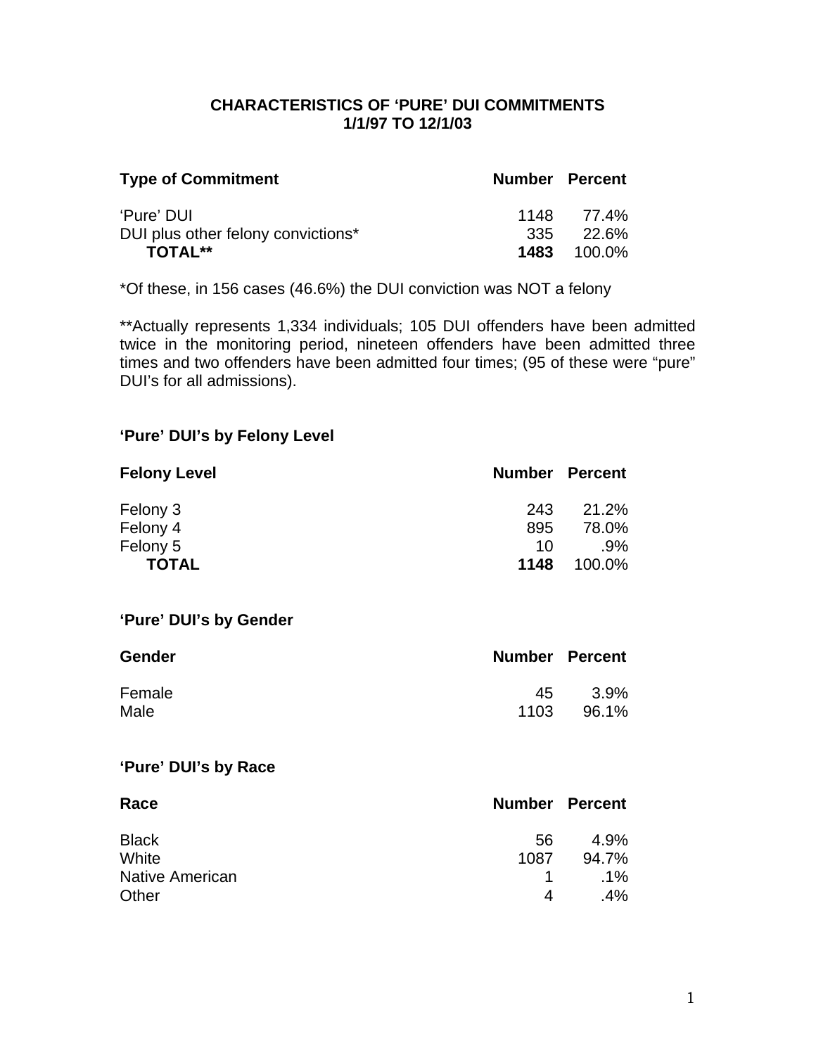# CHARACTERISTICS OF 'PURE' DUI COMMITMENTS
## 1/1/97 TO 12/1/03

| Type of Commitment | Number | Percent |
|---|---|---|
| 'Pure' DUI | 1148 | 77.4% |
| DUI plus other felony convictions* | 335 | 22.6% |
| **TOTAL**** | **1483** | 100.0% |

*Of these, in 156 cases (46.6%) the DUI conviction was NOT a felony

**Actually represents 1,334 individuals; 105 DUI offenders have been admitted twice in the monitoring period, nineteen offenders have been admitted three times and two offenders have been admitted four times; (95 of these were "pure" DUI's for all admissions).

### 'Pure' DUI's by Felony Level

| Felony Level | Number | Percent |
|---|---|---|
| Felony 3 | 243 | 21.2% |
| Felony 4 | 895 | 78.0% |
| Felony 5 | 10 | .9% |
| **TOTAL** | **1148** | 100.0% |

### 'Pure' DUI's by Gender

| Gender | Number | Percent |
|---|---|---|
| Female | 45 | 3.9% |
| Male | 1103 | 96.1% |

### 'Pure' DUI's by Race

| Race | Number | Percent |
|---|---|---|
| Black | 56 | 4.9% |
| White | 1087 | 94.7% |
| Native American | 1 | .1% |
| Other | 4 | .4% |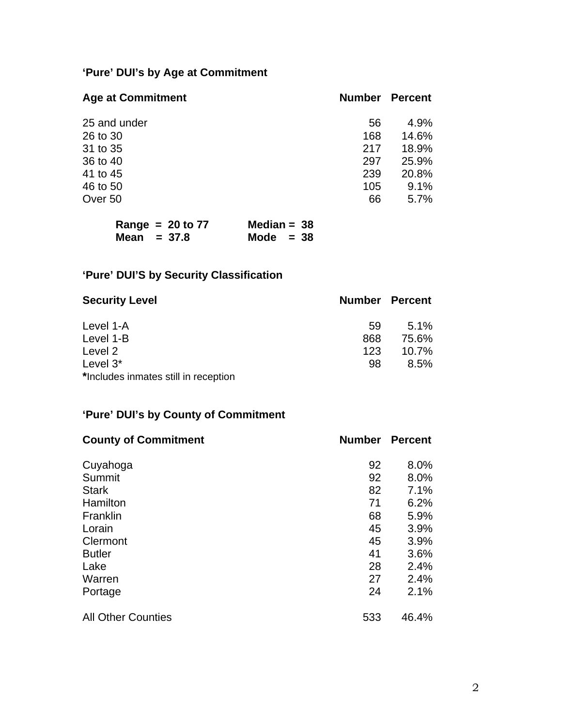### 'Pure' DUI's by Age at Commitment

| Age at Commitment | Number | Percent |
|---|---|---|
| 25 and under | 56 | 4.9% |
| 26 to 30 | 168 | 14.6% |
| 31 to 35 | 217 | 18.9% |
| 36 to 40 | 297 | 25.9% |
| 41 to 45 | 239 | 20.8% |
| 46 to 50 | 105 | 9.1% |
| Over 50 | 66 | 5.7% |

**Range = 20 to 77** **Median = 38**
**Mean = 37.8** **Mode = 38**

### 'Pure' DUI'S by Security Classification

| Security Level | Number | Percent |
|---|---|---|
| Level 1-A | 59 | 5.1% |
| Level 1-B | 868 | 75.6% |
| Level 2 | 123 | 10.7% |
| Level 3* | 98 | 8.5% |

**\***Includes inmates still in reception

### 'Pure' DUI's by County of Commitment

| County of Commitment | Number | Percent |
|---|---|---|
| Cuyahoga | 92 | 8.0% |
| Summit | 92 | 8.0% |
| Stark | 82 | 7.1% |
| Hamilton | 71 | 6.2% |
| Franklin | 68 | 5.9% |
| Lorain | 45 | 3.9% |
| Clermont | 45 | 3.9% |
| Butler | 41 | 3.6% |
| Lake | 28 | 2.4% |
| Warren | 27 | 2.4% |
| Portage | 24 | 2.1% |
| All Other Counties | 533 | 46.4% |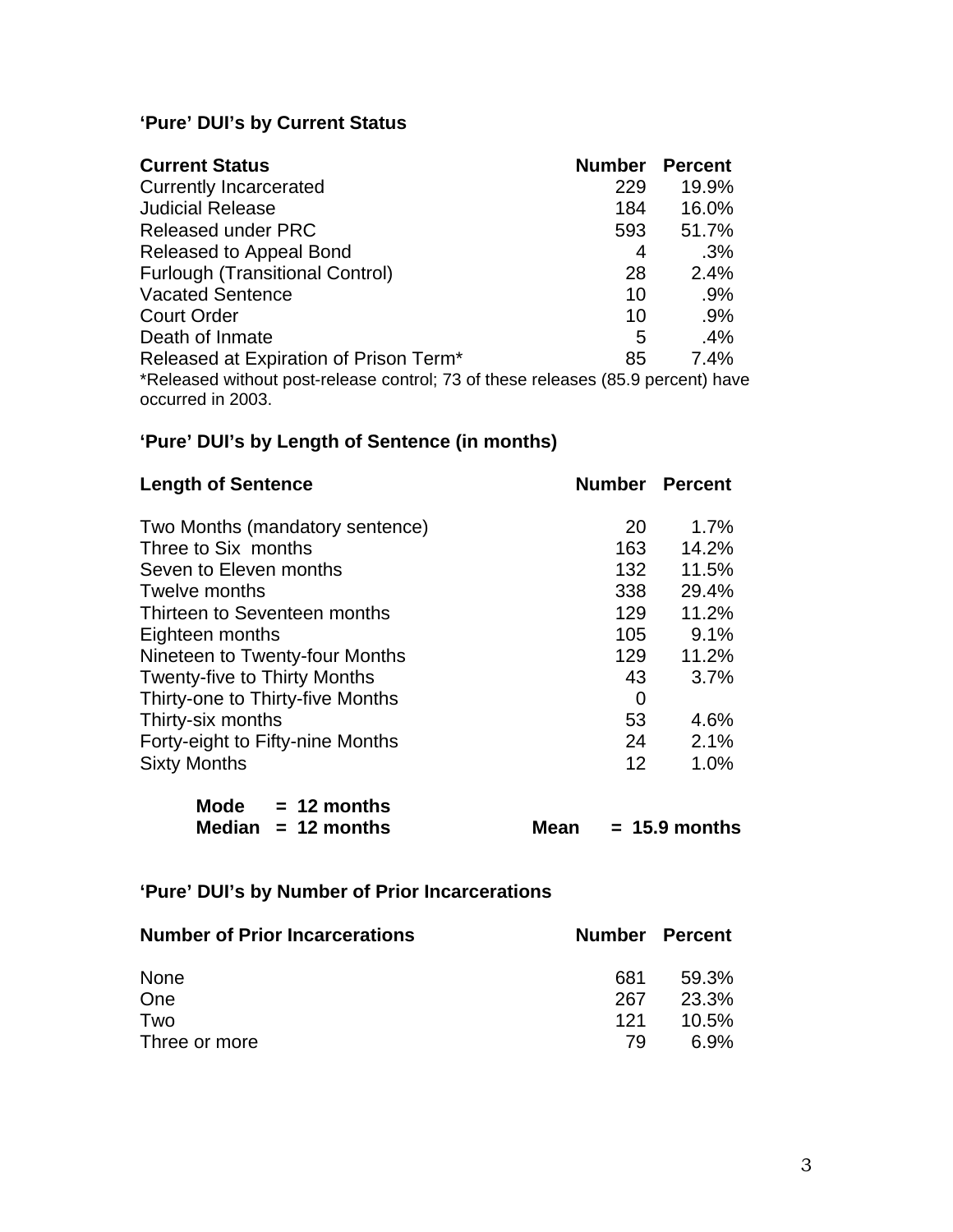### 'Pure' DUI's by Current Status

| Current Status | Number | Percent |
|---|---|---|
| Currently Incarcerated | 229 | 19.9% |
| Judicial Release | 184 | 16.0% |
| Released under PRC | 593 | 51.7% |
| Released to Appeal Bond | 4 | .3% |
| Furlough (Transitional Control) | 28 | 2.4% |
| Vacated Sentence | 10 | .9% |
| Court Order | 10 | .9% |
| Death of Inmate | 5 | .4% |
| Released at Expiration of Prison Term* | 85 | 7.4% |

*Released without post-release control; 73 of these releases (85.9 percent) have occurred in 2003.

### 'Pure' DUI's by Length of Sentence (in months)

| Length of Sentence | Number | Percent |
|---|---|---|
| Two Months (mandatory sentence) | 20 | 1.7% |
| Three to Six months | 163 | 14.2% |
| Seven to Eleven months | 132 | 11.5% |
| Twelve months | 338 | 29.4% |
| Thirteen to Seventeen months | 129 | 11.2% |
| Eighteen months | 105 | 9.1% |
| Nineteen to Twenty-four Months | 129 | 11.2% |
| Twenty-five to Thirty Months | 43 | 3.7% |
| Thirty-one to Thirty-five Months | 0 | |
| Thirty-six months | 53 | 4.6% |
| Forty-eight to Fifty-nine Months | 24 | 2.1% |
| Sixty Months | 12 | 1.0% |

**Mode = 12 months**
**Median = 12 months** **Mean = 15.9 months**

### 'Pure' DUI's by Number of Prior Incarcerations

| Number of Prior Incarcerations | Number | Percent |
|---|---|---|
| None | 681 | 59.3% |
| One | 267 | 23.3% |
| Two | 121 | 10.5% |
| Three or more | 79 | 6.9% |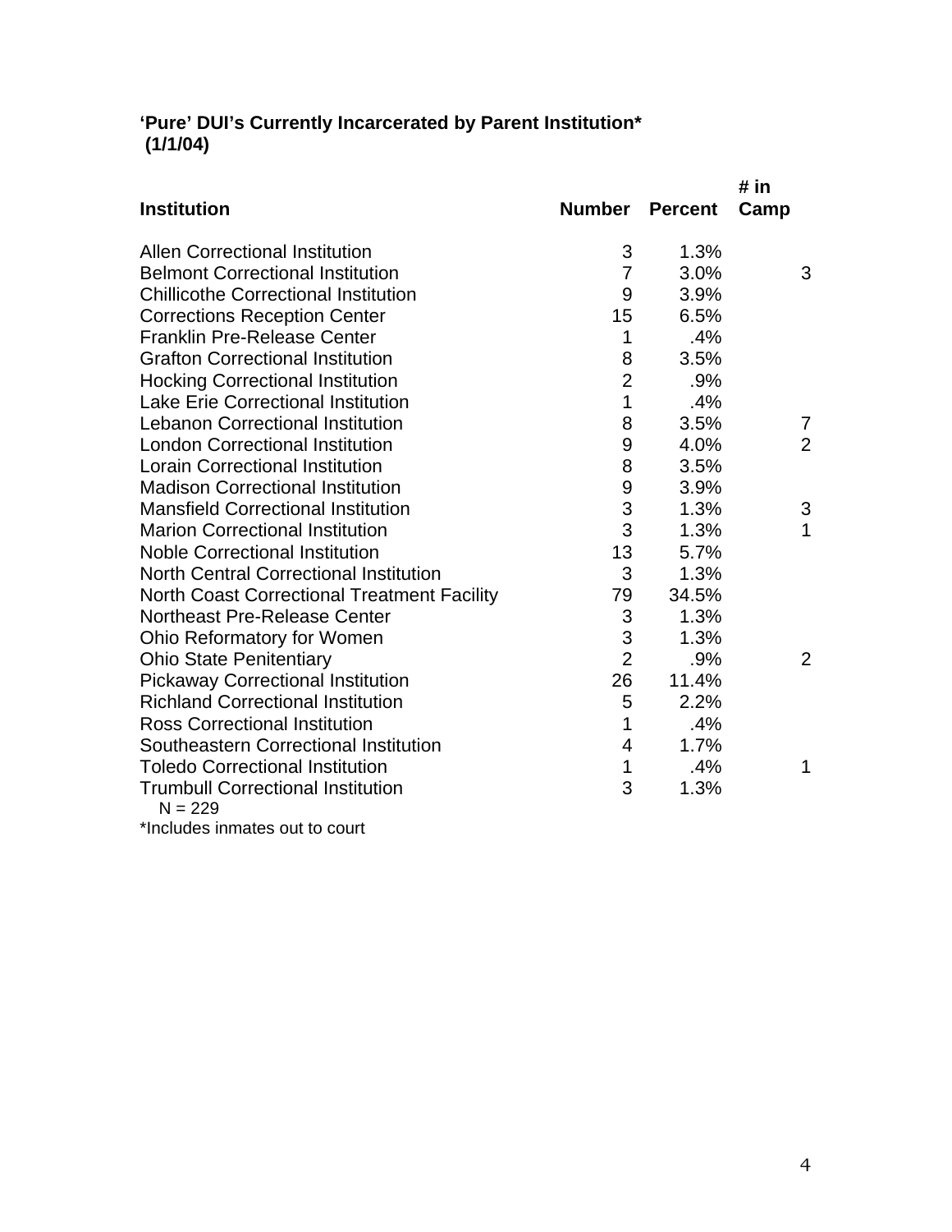**‘Pure’ DUI’s Currently Incarcerated by Parent Institution***
**(1/1/04)**

| Institution | Number | Percent | # in Camp |
|---|---|---|---|
| Allen Correctional Institution | 3 | 1.3% | |
| Belmont Correctional Institution | 7 | 3.0% | 3 |
| Chillicothe Correctional Institution | 9 | 3.9% | |
| Corrections Reception Center | 15 | 6.5% | |
| Franklin Pre-Release Center | 1 | .4% | |
| Grafton Correctional Institution | 8 | 3.5% | |
| Hocking Correctional Institution | 2 | .9% | |
| Lake Erie Correctional Institution | 1 | .4% | |
| Lebanon Correctional Institution | 8 | 3.5% | 7 |
| London Correctional Institution | 9 | 4.0% | 2 |
| Lorain Correctional Institution | 8 | 3.5% | |
| Madison Correctional Institution | 9 | 3.9% | |
| Mansfield Correctional Institution | 3 | 1.3% | 3 |
| Marion Correctional Institution | 3 | 1.3% | 1 |
| Noble Correctional Institution | 13 | 5.7% | |
| North Central Correctional Institution | 3 | 1.3% | |
| North Coast Correctional Treatment Facility | 79 | 34.5% | |
| Northeast Pre-Release Center | 3 | 1.3% | |
| Ohio Reformatory for Women | 3 | 1.3% | |
| Ohio State Penitentiary | 2 | .9% | 2 |
| Pickaway Correctional Institution | 26 | 11.4% | |
| Richland Correctional Institution | 5 | 2.2% | |
| Ross Correctional Institution | 1 | .4% | |
| Southeastern Correctional Institution | 4 | 1.7% | |
| Toledo Correctional Institution | 1 | .4% | 1 |
| Trumbull Correctional Institution | 3 | 1.3% | |

N = 229

*Includes inmates out to court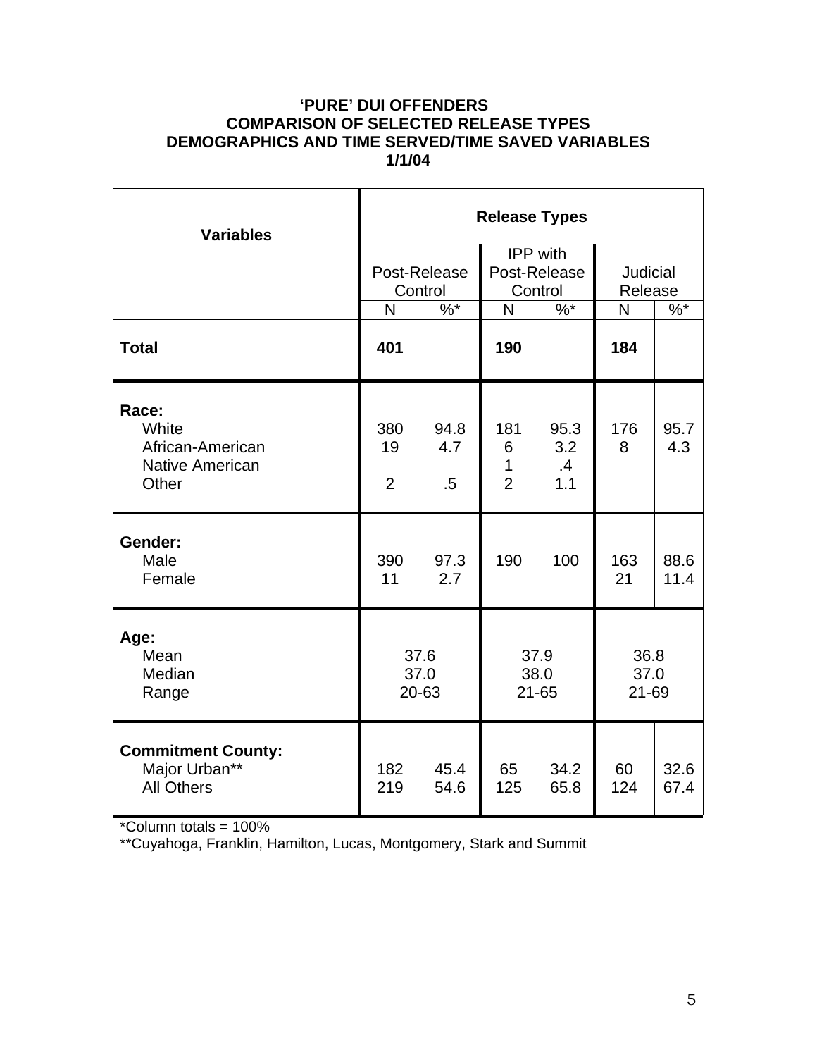**'PURE' DUI OFFENDERS**
**COMPARISON OF SELECTED RELEASE TYPES**
**DEMOGRAPHICS AND TIME SERVED/TIME SAVED VARIABLES**
**1/1/04**

| Variables | Release Types | | | | | |
|---|---|---|---|---|---|---|
| | Post-Release Control | | IPP with Post-Release Control | | Judicial Release | |
| | N | %* | N | %* | N | %* |
| **Total** | **401** | | **190** | | **184** | |
| **Race:** | | | | | | |
| White | 380 | 94.8 | 181 | 95.3 | 176 | 95.7 |
| African-American | 19 | 4.7 | 6 | 3.2 | 8 | 4.3 |
| Native American | | | 1 | .4 | | |
| Other | 2 | .5 | 2 | 1.1 | | |
| **Gender:** | | | | | | |
| Male | 390 | 97.3 | 190 | 100 | 163 | 88.6 |
| Female | 11 | 2.7 | | | 21 | 11.4 |
| **Age:** | | | | | | |
| Mean | 37.6 | | 37.9 | | 36.8 | |
| Median | 37.0 | | 38.0 | | 37.0 | |
| Range | 20-63 | | 21-65 | | 21-69 | |
| **Commitment County:** | | | | | | |
| Major Urban** | 182 | 45.4 | 65 | 34.2 | 60 | 32.6 |
| All Others | 219 | 54.6 | 125 | 65.8 | 124 | 67.4 |

*Column totals = 100%

**Cuyahoga, Franklin, Hamilton, Lucas, Montgomery, Stark and Summit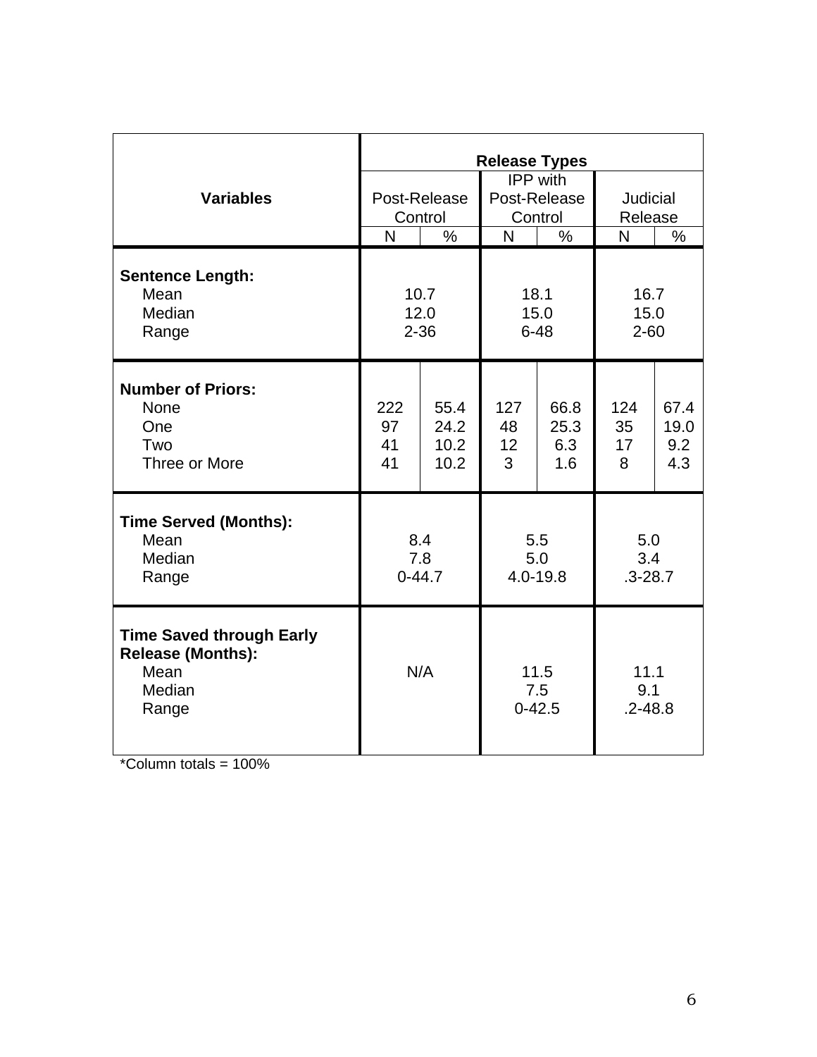| Variables | Release Types | | | | | |
|---|---|---|---|---|---|---|
| | Post-Release Control | | IPP with Post-Release Control | | Judicial Release | |
| | N | % | N | % | N | % |
| **Sentence Length:** | | | | | | |
| Mean | 10.7 | | 18.1 | | 16.7 | |
| Median | 12.0 | | 15.0 | | 15.0 | |
| Range | 2-36 | | 6-48 | | 2-60 | |
| **Number of Priors:** | | | | | | |
| None | 222 | 55.4 | 127 | 66.8 | 124 | 67.4 |
| One | 97 | 24.2 | 48 | 25.3 | 35 | 19.0 |
| Two | 41 | 10.2 | 12 | 6.3 | 17 | 9.2 |
| Three or More | 41 | 10.2 | 3 | 1.6 | 8 | 4.3 |
| **Time Served (Months):** | | | | | | |
| Mean | 8.4 | | 5.5 | | 5.0 | |
| Median | 7.8 | | 5.0 | | 3.4 | |
| Range | 0-44.7 | | 4.0-19.8 | | .3-28.7 | |
| **Time Saved through Early Release (Months):** | | | | | | |
| Mean | N/A | | 11.5 | | 11.1 | |
| Median | | | 7.5 | | 9.1 | |
| Range | | | 0-42.5 | | .2-48.8 | |

*Column totals = 100%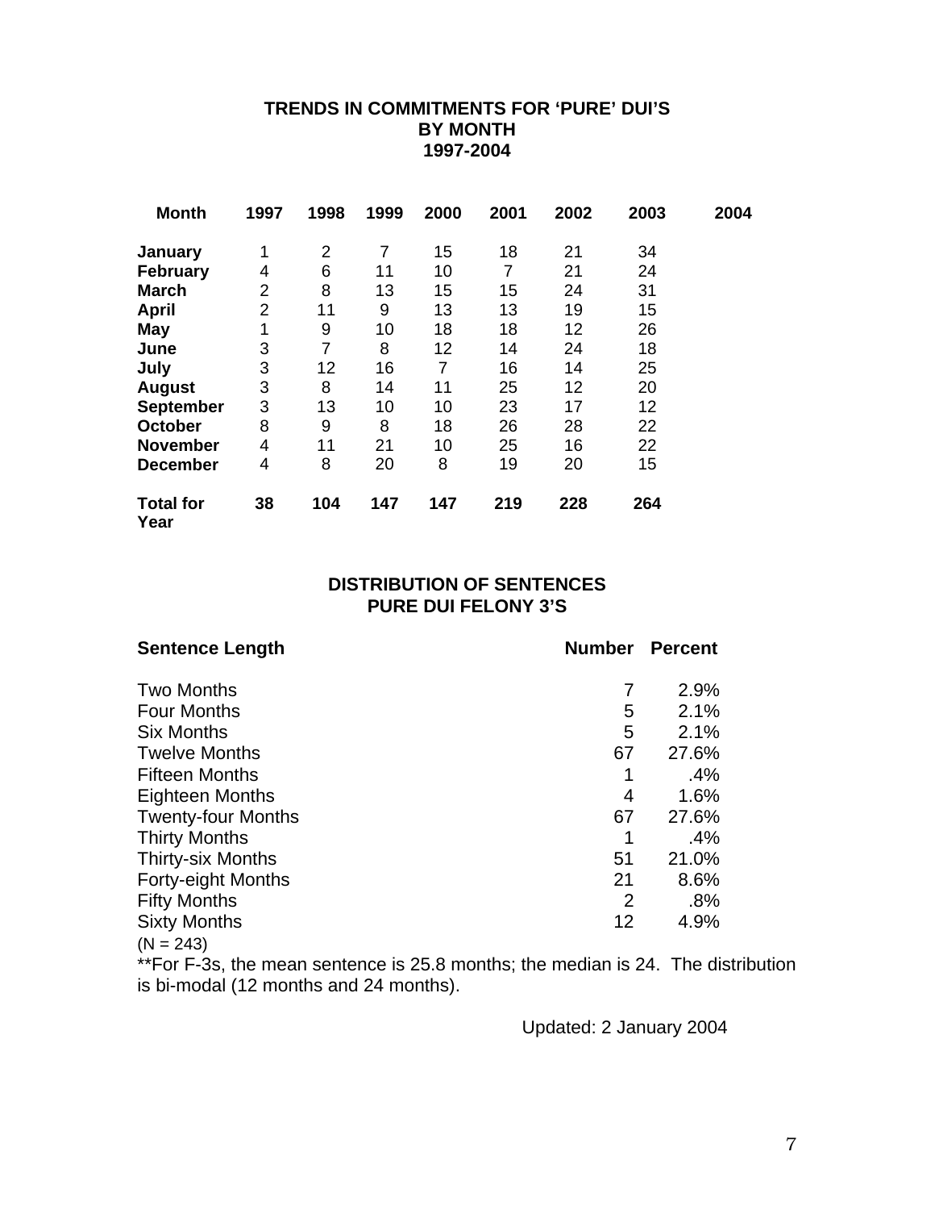### TRENDS IN COMMITMENTS FOR 'PURE' DUI'S
### BY MONTH
### 1997-2004

| Month | 1997 | 1998 | 1999 | 2000 | 2001 | 2002 | 2003 | 2004 |
|---|---|---|---|---|---|---|---|---|
| **January** | 1 | 2 | 7 | 15 | 18 | 21 | 34 | |
| **February** | 4 | 6 | 11 | 10 | 7 | 21 | 24 | |
| **March** | 2 | 8 | 13 | 15 | 15 | 24 | 31 | |
| **April** | 2 | 11 | 9 | 13 | 13 | 19 | 15 | |
| **May** | 1 | 9 | 10 | 18 | 18 | 12 | 26 | |
| **June** | 3 | 7 | 8 | 12 | 14 | 24 | 18 | |
| **July** | 3 | 12 | 16 | 7 | 16 | 14 | 25 | |
| **August** | 3 | 8 | 14 | 11 | 25 | 12 | 20 | |
| **September** | 3 | 13 | 10 | 10 | 23 | 17 | 12 | |
| **October** | 8 | 9 | 8 | 18 | 26 | 28 | 22 | |
| **November** | 4 | 11 | 21 | 10 | 25 | 16 | 22 | |
| **December** | 4 | 8 | 20 | 8 | 19 | 20 | 15 | |
| **Total for Year** | **38** | **104** | **147** | **147** | **219** | **228** | **264** | |

### DISTRIBUTION OF SENTENCES
### PURE DUI FELONY 3'S

| Sentence Length | Number | Percent |
|---|---|---|
| Two Months | 7 | 2.9% |
| Four Months | 5 | 2.1% |
| Six Months | 5 | 2.1% |
| Twelve Months | 67 | 27.6% |
| Fifteen Months | 1 | .4% |
| Eighteen Months | 4 | 1.6% |
| Twenty-four Months | 67 | 27.6% |
| Thirty Months | 1 | .4% |
| Thirty-six Months | 51 | 21.0% |
| Forty-eight Months | 21 | 8.6% |
| Fifty Months | 2 | .8% |
| Sixty Months | 12 | 4.9% |

(N = 243)

**For F-3s, the mean sentence is 25.8 months; the median is 24. The distribution is bi-modal (12 months and 24 months).

Updated: 2 January 2004